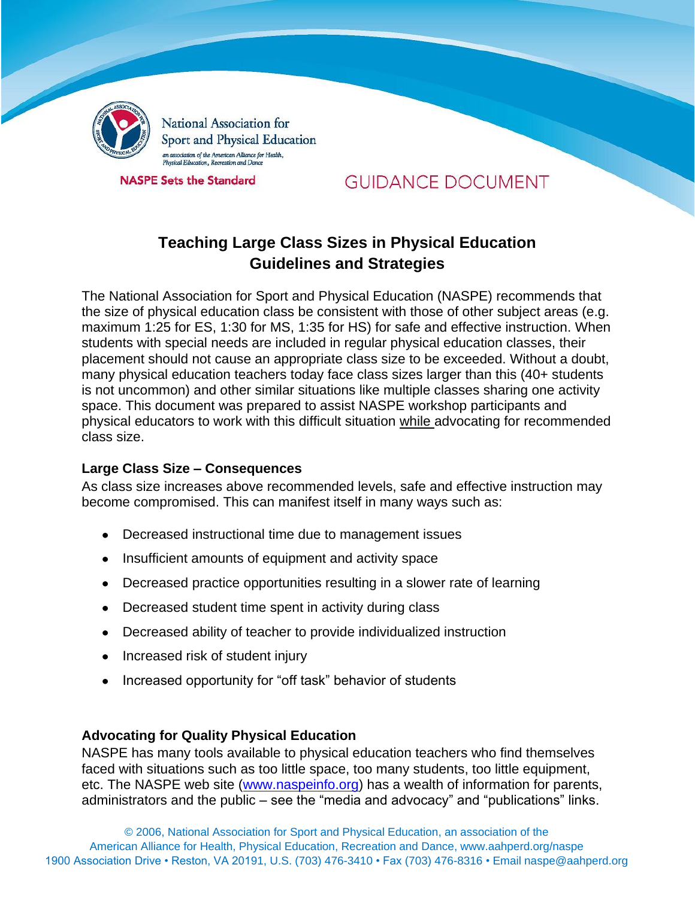National Association for Sport and Physical Education

*an association of the American Alliance for Health, Physical Education, Recreation and Dance*

**NASPE Sets the Standard**

GUIDANCE DOCUMENT

# Teaching Large Class Sizes in Physical Education
## Guidelines and Strategies

The National Association for Sport and Physical Education (NASPE) recommends that the size of physical education class be consistent with those of other subject areas (e.g. maximum 1:25 for ES, 1:30 for MS, 1:35 for HS) for safe and effective instruction. When students with special needs are included in regular physical education classes, their placement should not cause an appropriate class size to be exceeded. Without a doubt, many physical education teachers today face class sizes larger than this (40+ students is not uncommon) and other similar situations like multiple classes sharing one activity space. This document was prepared to assist NASPE workshop participants and physical educators to work with this difficult situation while advocating for recommended class size.

### Large Class Size – Consequences

As class size increases above recommended levels, safe and effective instruction may become compromised. This can manifest itself in many ways such as:

- Decreased instructional time due to management issues
- Insufficient amounts of equipment and activity space
- Decreased practice opportunities resulting in a slower rate of learning
- Decreased student time spent in activity during class
- Decreased ability of teacher to provide individualized instruction
- Increased risk of student injury
- Increased opportunity for "off task" behavior of students

### Advocating for Quality Physical Education

NASPE has many tools available to physical education teachers who find themselves faced with situations such as too little space, too many students, too little equipment, etc. The NASPE web site (www.naspeinfo.org) has a wealth of information for parents, administrators and the public – see the "media and advocacy" and "publications" links.

© 2006, National Association for Sport and Physical Education, an association of the American Alliance for Health, Physical Education, Recreation and Dance, www.aahperd.org/naspe
1900 Association Drive • Reston, VA 20191, U.S. (703) 476-3410 • Fax (703) 476-8316 • Email naspe@aahperd.org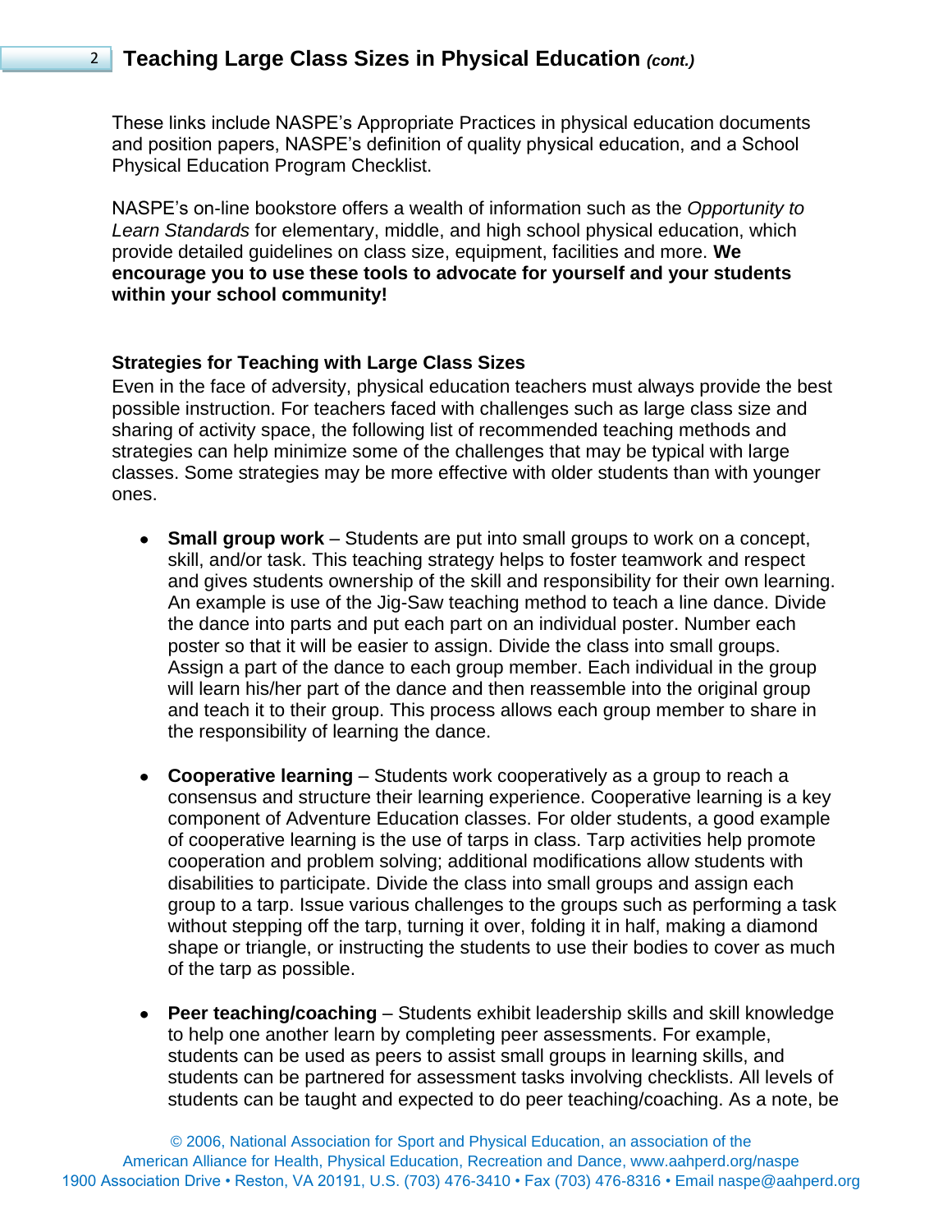These links include NASPE's Appropriate Practices in physical education documents and position papers, NASPE's definition of quality physical education, and a School Physical Education Program Checklist.

NASPE's on-line bookstore offers a wealth of information such as the *Opportunity to Learn Standards* for elementary, middle, and high school physical education, which provide detailed guidelines on class size, equipment, facilities and more. **We encourage you to use these tools to advocate for yourself and your students within your school community!**

**Strategies for Teaching with Large Class Sizes**

Even in the face of adversity, physical education teachers must always provide the best possible instruction. For teachers faced with challenges such as large class size and sharing of activity space, the following list of recommended teaching methods and strategies can help minimize some of the challenges that may be typical with large classes. Some strategies may be more effective with older students than with younger ones.

- **Small group work** – Students are put into small groups to work on a concept, skill, and/or task. This teaching strategy helps to foster teamwork and respect and gives students ownership of the skill and responsibility for their own learning. An example is use of the Jig-Saw teaching method to teach a line dance. Divide the dance into parts and put each part on an individual poster. Number each poster so that it will be easier to assign. Divide the class into small groups. Assign a part of the dance to each group member. Each individual in the group will learn his/her part of the dance and then reassemble into the original group and teach it to their group. This process allows each group member to share in the responsibility of learning the dance.

- **Cooperative learning** – Students work cooperatively as a group to reach a consensus and structure their learning experience. Cooperative learning is a key component of Adventure Education classes. For older students, a good example of cooperative learning is the use of tarps in class. Tarp activities help promote cooperation and problem solving; additional modifications allow students with disabilities to participate. Divide the class into small groups and assign each group to a tarp. Issue various challenges to the groups such as performing a task without stepping off the tarp, turning it over, folding it in half, making a diamond shape or triangle, or instructing the students to use their bodies to cover as much of the tarp as possible.

- **Peer teaching/coaching** – Students exhibit leadership skills and skill knowledge to help one another learn by completing peer assessments. For example, students can be used as peers to assist small groups in learning skills, and students can be partnered for assessment tasks involving checklists. All levels of students can be taught and expected to do peer teaching/coaching. As a note, be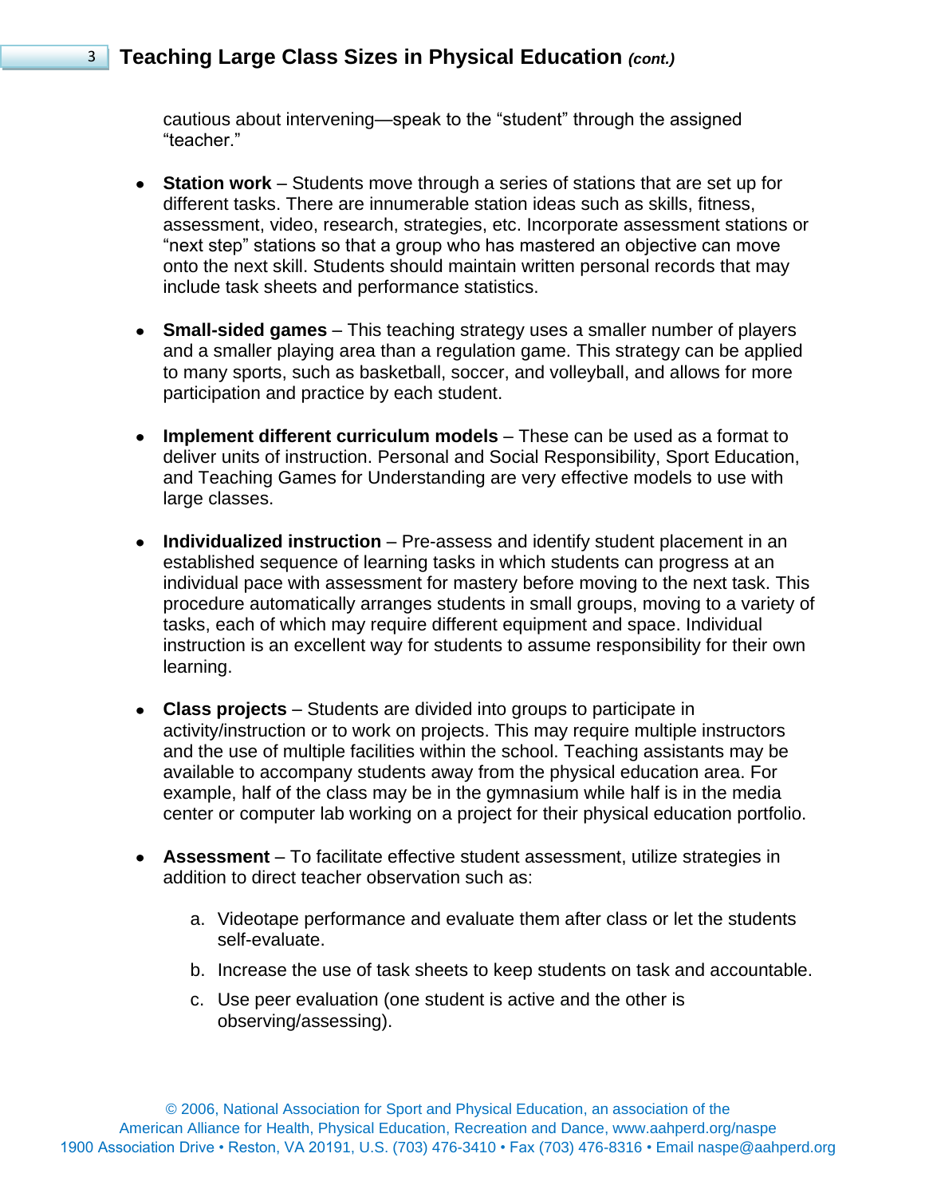cautious about intervening—speak to the "student" through the assigned "teacher."

- **Station work** – Students move through a series of stations that are set up for different tasks. There are innumerable station ideas such as skills, fitness, assessment, video, research, strategies, etc. Incorporate assessment stations or "next step" stations so that a group who has mastered an objective can move onto the next skill. Students should maintain written personal records that may include task sheets and performance statistics.

- **Small-sided games** – This teaching strategy uses a smaller number of players and a smaller playing area than a regulation game. This strategy can be applied to many sports, such as basketball, soccer, and volleyball, and allows for more participation and practice by each student.

- **Implement different curriculum models** – These can be used as a format to deliver units of instruction. Personal and Social Responsibility, Sport Education, and Teaching Games for Understanding are very effective models to use with large classes.

- **Individualized instruction** – Pre-assess and identify student placement in an established sequence of learning tasks in which students can progress at an individual pace with assessment for mastery before moving to the next task. This procedure automatically arranges students in small groups, moving to a variety of tasks, each of which may require different equipment and space. Individual instruction is an excellent way for students to assume responsibility for their own learning.

- **Class projects** – Students are divided into groups to participate in activity/instruction or to work on projects. This may require multiple instructors and the use of multiple facilities within the school. Teaching assistants may be available to accompany students away from the physical education area. For example, half of the class may be in the gymnasium while half is in the media center or computer lab working on a project for their physical education portfolio.

- **Assessment** – To facilitate effective student assessment, utilize strategies in addition to direct teacher observation such as:

    a. Videotape performance and evaluate them after class or let the students self-evaluate.

    b. Increase the use of task sheets to keep students on task and accountable.

    c. Use peer evaluation (one student is active and the other is observing/assessing).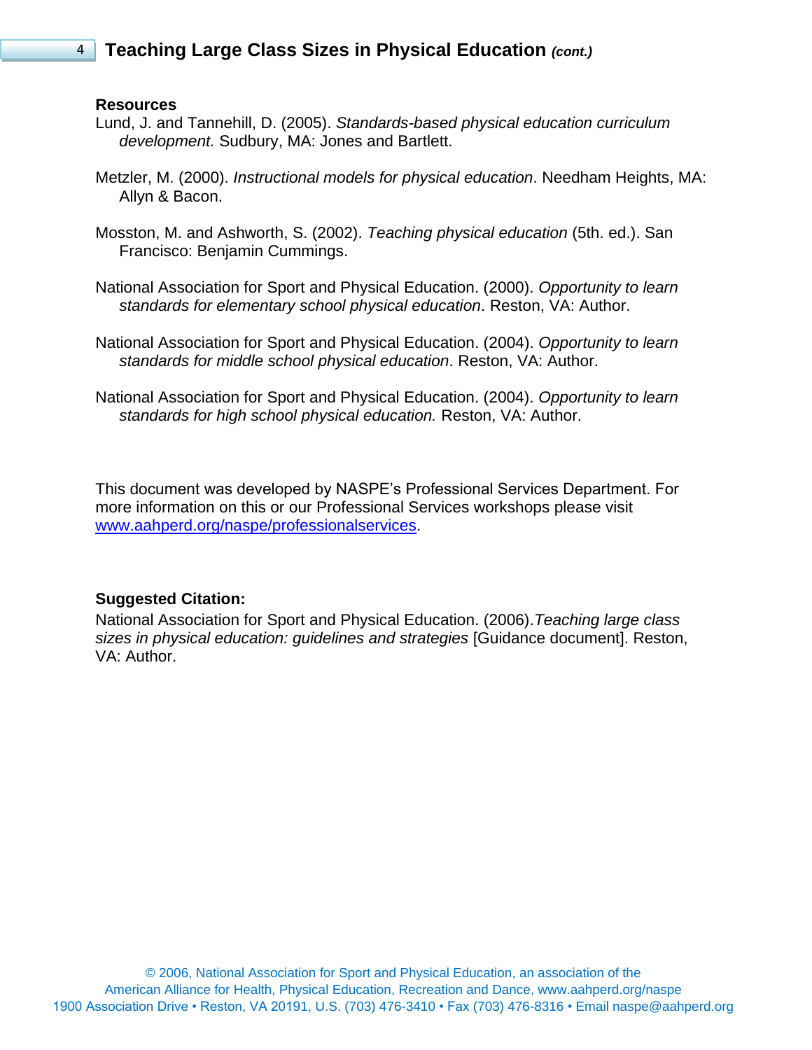## Resources

Lund, J. and Tannehill, D. (2005). *Standards-based physical education curriculum development.* Sudbury, MA: Jones and Bartlett.

Metzler, M. (2000). *Instructional models for physical education*. Needham Heights, MA: Allyn & Bacon.

Mosston, M. and Ashworth, S. (2002). *Teaching physical education* (5th. ed.). San Francisco: Benjamin Cummings.

National Association for Sport and Physical Education. (2000). *Opportunity to learn standards for elementary school physical education*. Reston, VA: Author.

National Association for Sport and Physical Education. (2004). *Opportunity to learn standards for middle school physical education*. Reston, VA: Author.

National Association for Sport and Physical Education. (2004). *Opportunity to learn standards for high school physical education.* Reston, VA: Author.

This document was developed by NASPE's Professional Services Department. For more information on this or our Professional Services workshops please visit [www.aahperd.org/naspe/professionalservices](http://www.aahperd.org/naspe/professionalservices).

**Suggested Citation:**

National Association for Sport and Physical Education. (2006).*Teaching large class sizes in physical education: guidelines and strategies* [Guidance document]. Reston, VA: Author.

© 2006, National Association for Sport and Physical Education, an association of the American Alliance for Health, Physical Education, Recreation and Dance, www.aahperd.org/naspe
1900 Association Drive • Reston, VA 20191, U.S. (703) 476-3410 • Fax (703) 476-8316 • Email naspe@aahperd.org